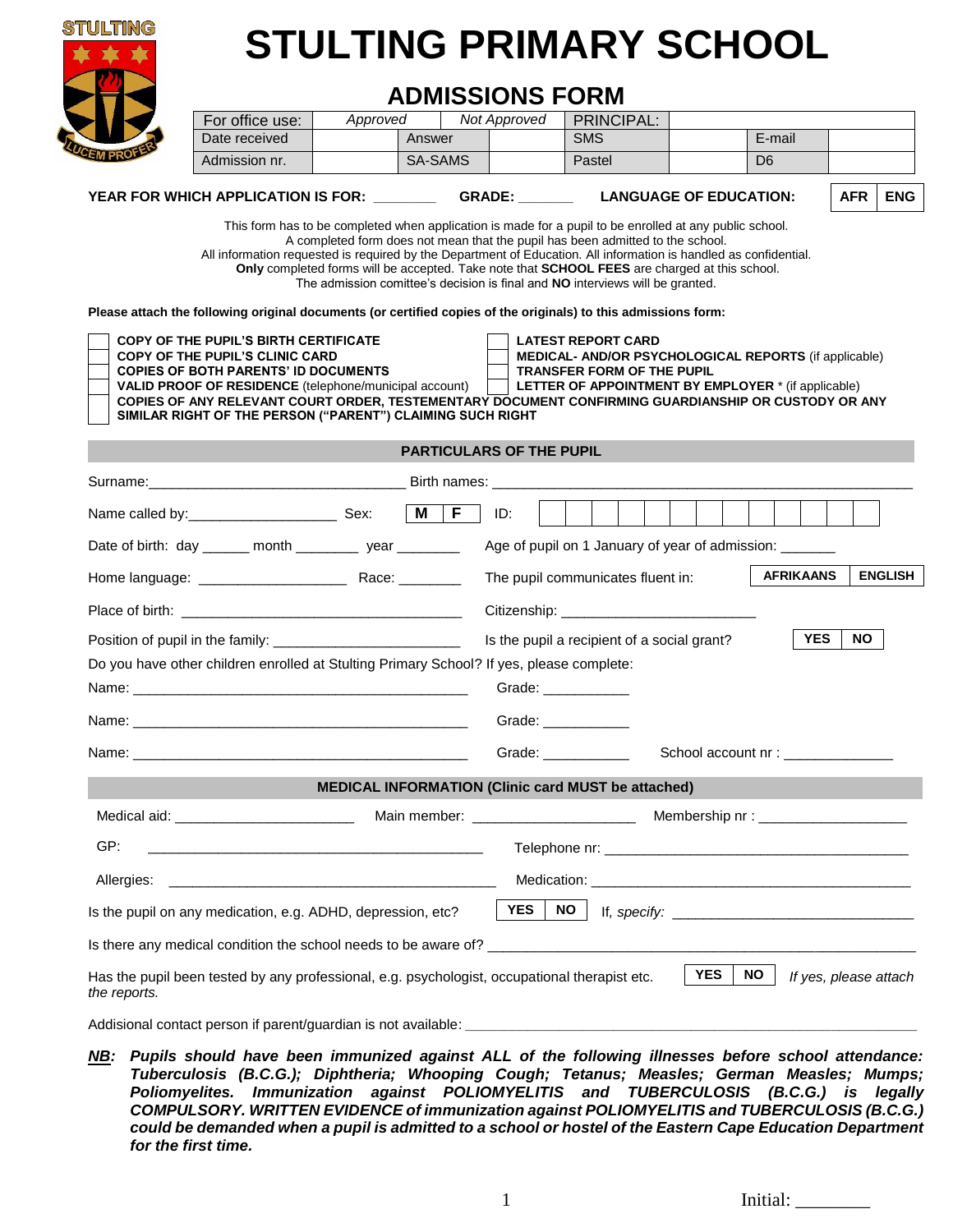# STULTING PRIMARY SCHOOL

## ADMISSIONS FORM

| For office use: | Approved | | Not Approved | PRINCIPAL: | | | |
|---|---|---|---|---|---|---|---|
| Date received | | Answer | | SMS | | E-mail | |
| Admission nr. | | SA-SAMS | | Pastel | | D6 | |

**YEAR FOR WHICH APPLICATION IS FOR:** ________ **GRADE:** _______ **LANGUAGE OF EDUCATION:** | AFR | ENG |

This form has to be completed when application is made for a pupil to be enrolled at any public school.
A completed form does not mean that the pupil has been admitted to the school.
All information requested is required by the Department of Education. All information is handled as confidential.
**Only** completed forms will be accepted. Take note that **SCHOOL FEES** are charged at this school.
The admission comittee's decision is final and **NO** interviews will be granted.

**Please attach the following original documents (or certified copies of the originals) to this admissions form:**

- [ ] **COPY OF THE PUPIL'S BIRTH CERTIFICATE**
- [ ] **COPY OF THE PUPIL'S CLINIC CARD**
- [ ] **COPIES OF BOTH PARENTS' ID DOCUMENTS**
- [ ] **VALID PROOF OF RESIDENCE** (telephone/municipal account)
- [ ] **LATEST REPORT CARD**
- [ ] **MEDICAL- AND/OR PSYCHOLOGICAL REPORTS** (if applicable)
- [ ] **TRANSFER FORM OF THE PUPIL**
- [ ] **LETTER OF APPOINTMENT BY EMPLOYER** * (if applicable)
- [ ] **COPIES OF ANY RELEVANT COURT ORDER, TESTEMENTARY DOCUMENT CONFIRMING GUARDIANSHIP OR CUSTODY OR ANY SIMILAR RIGHT OF THE PERSON ("PARENT") CLAIMING SUCH RIGHT**

### PARTICULARS OF THE PUPIL

Surname:_______________________________ Birth names: ______________________________________________

Name called by:__________________ Sex: | M | F | ID: | | | | | | | | | | | | | |

Date of birth: day ______ month ________ year ________ Age of pupil on 1 January of year of admission: _______

Home language: __________________ Race: ________ The pupil communicates fluent in: | AFRIKAANS | ENGLISH |

Place of birth: __________________________________ Citizenship: _______________________

Position of pupil in the family: _______________________ Is the pupil a recipient of a social grant? | YES | NO |

Do you have other children enrolled at Stulting Primary School? If yes, please complete:

Name: ________________________________________ Grade: ___________

Name: ________________________________________ Grade: ___________

Name: ________________________________________ Grade: ___________ School account nr : ______________

### MEDICAL INFORMATION (Clinic card MUST be attached)

Medical aid: ______________________ Main member: ____________________ Membership nr : __________________

GP: ________________________________________ Telephone nr: ______________________________________

Allergies: ________________________________________ Medication: ________________________________________

Is the pupil on any medication, e.g. ADHD, depression, etc? | YES | NO | If, *specify:* ______________________________

Is there any medical condition the school needs to be aware of? ____________________________________________________

Has the pupil been tested by any professional, e.g. psychologist, occupational therapist etc. | YES | NO | *If yes, please attach the reports.*

Addisional contact person if parent/guardian is not available: ______________________________________________________

***NB:*** ***Pupils should have been immunized against ALL of the following illnesses before school attendance: Tuberculosis (B.C.G.); Diphtheria; Whooping Cough; Tetanus; Measles; German Measles; Mumps; Poliomyelites. Immunization against POLIOMYELITIS and TUBERCULOSIS (B.C.G.) is legally COMPULSORY. WRITTEN EVIDENCE of immunization against POLIOMYELITIS and TUBERCULOSIS (B.C.G.) could be demanded when a pupil is admitted to a school or hostel of the Eastern Cape Education Department for the first time.***

Initial: ________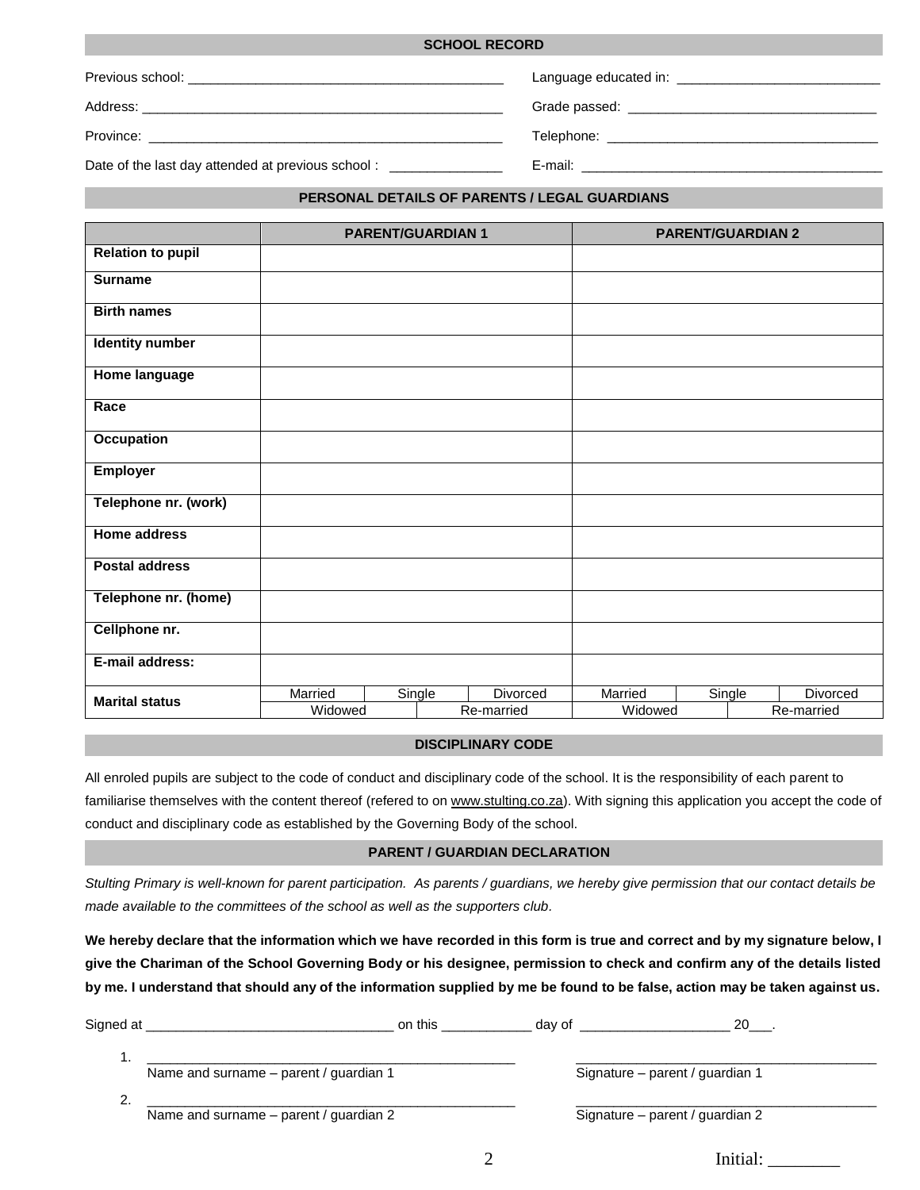## SCHOOL RECORD

Previous school: ___________________________________________

Address: _________________________________________________

Province: ________________________________________________

Date of the last day attended at previous school : _______________

Language educated in: ___________________________

Grade passed: _________________________________

Telephone: ___________________________________

E-mail: ________________________________________

## PERSONAL DETAILS OF PARENTS / LEGAL GUARDIANS

| | PARENT/GUARDIAN 1 | PARENT/GUARDIAN 2 |
|---|---|---|
| **Relation to pupil** | | |
| **Surname** | | |
| **Birth names** | | |
| **Identity number** | | |
| **Home language** | | |
| **Race** | | |
| **Occupation** | | |
| **Employer** | | |
| **Telephone nr. (work)** | | |
| **Home address** | | |
| **Postal address** | | |
| **Telephone nr. (home)** | | |
| **Cellphone nr.** | | |
| **E-mail address:** | | |
| **Marital status** | Married / Single / Divorced / Widowed / Re-married | Married / Single / Divorced / Widowed / Re-married |

## DISCIPLINARY CODE

All enroled pupils are subject to the code of conduct and disciplinary code of the school. It is the responsibility of each parent to familiarise themselves with the content thereof (refered to on www.stulting.co.za). With signing this application you accept the code of conduct and disciplinary code as established by the Governing Body of the school.

## PARENT / GUARDIAN DECLARATION

*Stulting Primary is well-known for parent participation. As parents / guardians, we hereby give permission that our contact details be made available to the committees of the school as well as the supporters club.*

**We hereby declare that the information which we have recorded in this form is true and correct and by my signature below, I give the Chariman of the School Governing Body or his designee, permission to check and confirm any of the details listed by me. I understand that should any of the information supplied by me be found to be false, action may be taken against us.**

Signed at ________________________________ on this ____________ day of ____________________ 20___.

1. ________________________________________________ Name and surname – parent / guardian 1 ________________________________________ Signature – parent / guardian 1

2. ________________________________________________ Name and surname – parent / guardian 2 ________________________________________ Signature – parent / guardian 2

Initial: ________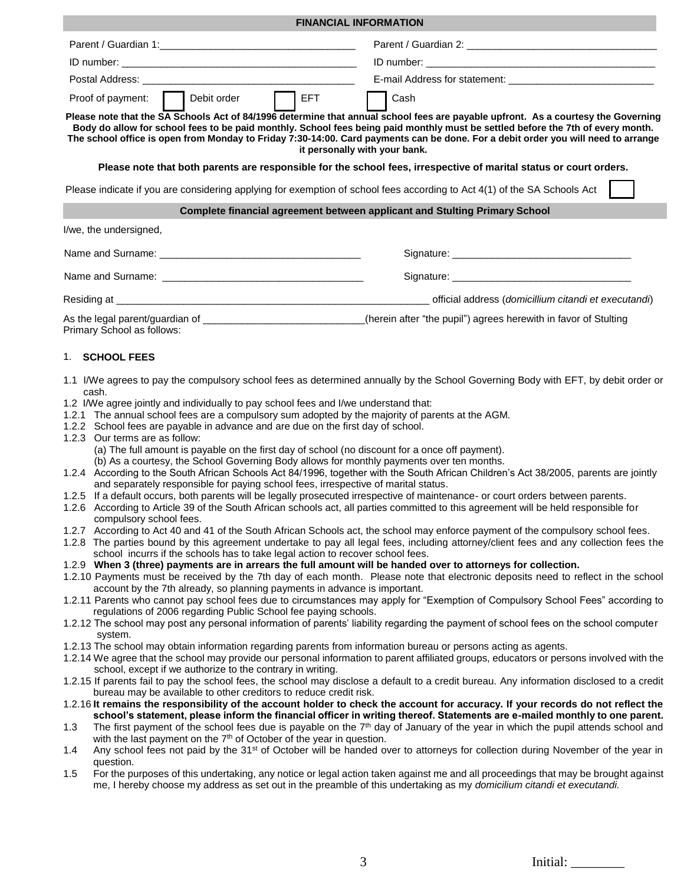## FINANCIAL INFORMATION

Parent / Guardian 1:_________________________________ Parent / Guardian 2: _________________________________

ID number: ________________________________________ ID number: ________________________________________

Postal Address: _____________________________________ E-mail Address for statement: _________________________

Proof of payment: ☐ Debit order ☐ EFT ☐ Cash

**Please note that the SA Schools Act of 84/1996 determine that annual school fees are payable upfront. As a courtesy the Governing Body do allow for school fees to be paid monthly. School fees being paid monthly must be settled before the 7th of every month. The school office is open from Monday to Friday 7:30-14:00. Card payments can be done. For a debit order you will need to arrange it personally with your bank.**

**Please note that both parents are responsible for the school fees, irrespective of marital status or court orders.**

Please indicate if you are considering applying for exemption of school fees according to Act 4(1) of the SA Schools Act ☐

## Complete financial agreement between applicant and Stulting Primary School

I/we, the undersigned,

Name and Surname: __________________________________ Signature: _______________________________

Name and Surname: __________________________________ Signature: _______________________________

Residing at _________________________________________________________ official address (*domicillium citandi et executandi*)

As the legal parent/guardian of ____________________________(herein after "the pupil") agrees herewith in favor of Stulting Primary School as follows:

### 1. SCHOOL FEES

1.1 I/We agrees to pay the compulsory school fees as determined annually by the School Governing Body with EFT, by debit order or cash.

1.2 I/We agree jointly and individually to pay school fees and I/we understand that:

1.2.1 The annual school fees are a compulsory sum adopted by the majority of parents at the AGM.

1.2.2 School fees are payable in advance and are due on the first day of school.

1.2.3 Our terms are as follow:
(a) The full amount is payable on the first day of school (no discount for a once off payment).
(b) As a courtesy, the School Governing Body allows for monthly payments over ten months.

1.2.4 According to the South African Schools Act 84/1996, together with the South African Children's Act 38/2005, parents are jointly and separately responsible for paying school fees, irrespective of marital status.

1.2.5 If a default occurs, both parents will be legally prosecuted irrespective of maintenance- or court orders between parents.

1.2.6 According to Article 39 of the South African schools act, all parties committed to this agreement will be held responsible for compulsory school fees.

1.2.7 According to Act 40 and 41 of the South African Schools act, the school may enforce payment of the compulsory school fees.

1.2.8 The parties bound by this agreement undertake to pay all legal fees, including attorney/client fees and any collection fees the school incurrs if the schools has to take legal action to recover school fees.

1.2.9 **When 3 (three) payments are in arrears the full amount will be handed over to attorneys for collection.**

1.2.10 Payments must be received by the 7th day of each month. Please note that electronic deposits need to reflect in the school account by the 7th already, so planning payments in advance is important.

1.2.11 Parents who cannot pay school fees due to circumstances may apply for "Exemption of Compulsory School Fees" according to regulations of 2006 regarding Public School fee paying schools.

1.2.12 The school may post any personal information of parents' liability regarding the payment of school fees on the school computer system.

1.2.13 The school may obtain information regarding parents from information bureau or persons acting as agents.

1.2.14 We agree that the school may provide our personal information to parent affiliated groups, educators or persons involved with the school, except if we authorize to the contrary in writing.

1.2.15 If parents fail to pay the school fees, the school may disclose a default to a credit bureau. Any information disclosed to a credit bureau may be available to other creditors to reduce credit risk.

1.2.16 **It remains the responsibility of the account holder to check the account for accuracy. If your records do not reflect the school's statement, please inform the financial officer in writing thereof. Statements are e-mailed monthly to one parent.**

1.3 The first payment of the school fees due is payable on the 7th day of January of the year in which the pupil attends school and with the last payment on the 7th of October of the year in question.

1.4 Any school fees not paid by the 31st of October will be handed over to attorneys for collection during November of the year in question.

1.5 For the purposes of this undertaking, any notice or legal action taken against me and all proceedings that may be brought against me, I hereby choose my address as set out in the preamble of this undertaking as my *domicilium citandi et executandi.*

Initial: ________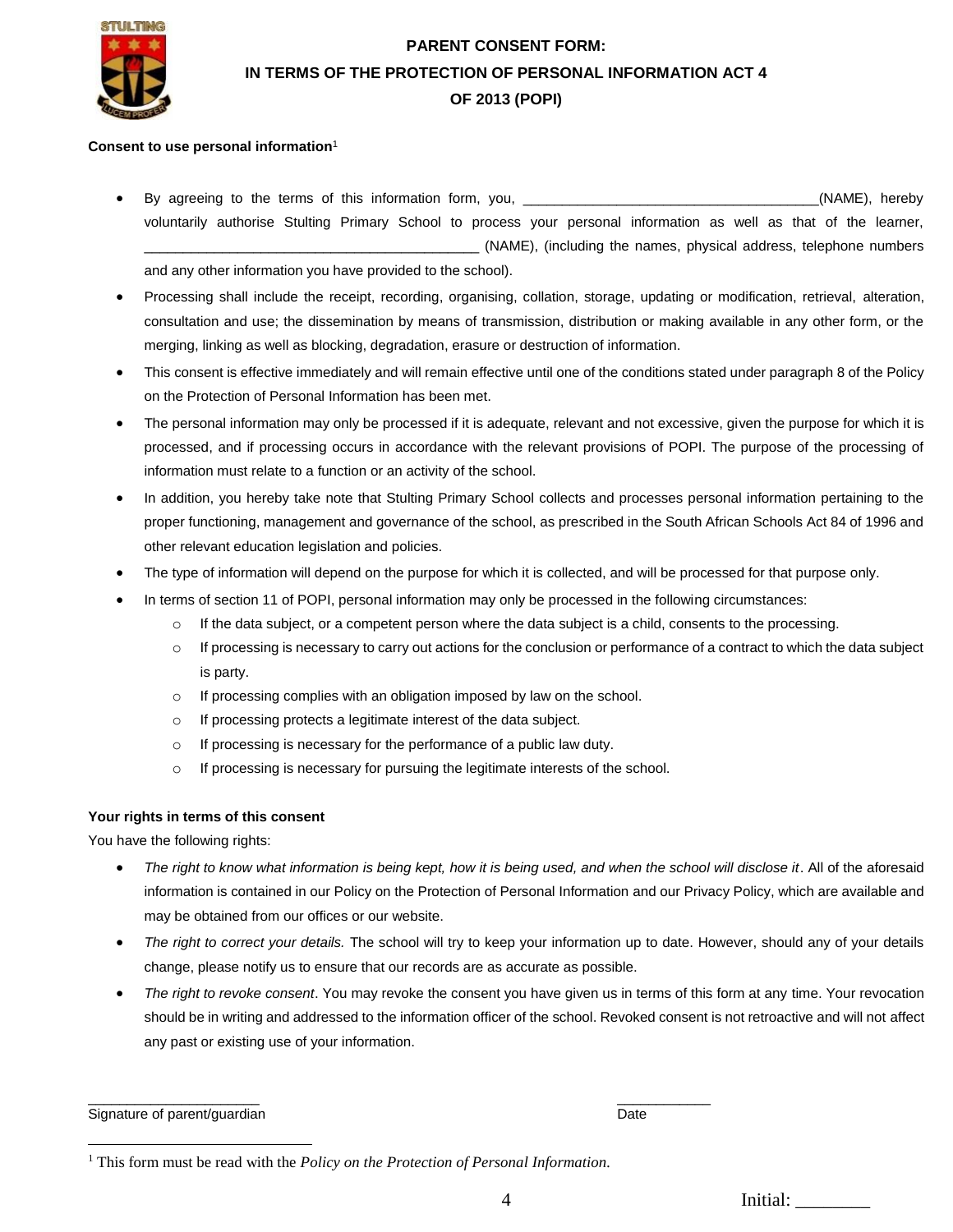# PARENT CONSENT FORM: IN TERMS OF THE PROTECTION OF PERSONAL INFORMATION ACT 4 OF 2013 (POPI)

**Consent to use personal information**[1]

- By agreeing to the terms of this information form, you, ______________________________________(NAME), hereby voluntarily authorise Stulting Primary School to process your personal information as well as that of the learner, ___________________________________________ (NAME), (including the names, physical address, telephone numbers and any other information you have provided to the school).
- Processing shall include the receipt, recording, organising, collation, storage, updating or modification, retrieval, alteration, consultation and use; the dissemination by means of transmission, distribution or making available in any other form, or the merging, linking as well as blocking, degradation, erasure or destruction of information.
- This consent is effective immediately and will remain effective until one of the conditions stated under paragraph 8 of the Policy on the Protection of Personal Information has been met.
- The personal information may only be processed if it is adequate, relevant and not excessive, given the purpose for which it is processed, and if processing occurs in accordance with the relevant provisions of POPI. The purpose of the processing of information must relate to a function or an activity of the school.
- In addition, you hereby take note that Stulting Primary School collects and processes personal information pertaining to the proper functioning, management and governance of the school, as prescribed in the South African Schools Act 84 of 1996 and other relevant education legislation and policies.
- The type of information will depend on the purpose for which it is collected, and will be processed for that purpose only.
- In terms of section 11 of POPI, personal information may only be processed in the following circumstances:
  - If the data subject, or a competent person where the data subject is a child, consents to the processing.
  - If processing is necessary to carry out actions for the conclusion or performance of a contract to which the data subject is party.
  - If processing complies with an obligation imposed by law on the school.
  - If processing protects a legitimate interest of the data subject.
  - If processing is necessary for the performance of a public law duty.
  - If processing is necessary for pursuing the legitimate interests of the school.

**Your rights in terms of this consent**

You have the following rights:

- *The right to know what information is being kept, how it is being used, and when the school will disclose it*. All of the aforesaid information is contained in our Policy on the Protection of Personal Information and our Privacy Policy, which are available and may be obtained from our offices or our website.
- *The right to correct your details.* The school will try to keep your information up to date. However, should any of your details change, please notify us to ensure that our records are as accurate as possible.
- *The right to revoke consent*. You may revoke the consent you have given us in terms of this form at any time. Your revocation should be in writing and addressed to the information officer of the school. Revoked consent is not retroactive and will not affect any past or existing use of your information.

_____________________ ____________

Signature of parent/guardian Date

[1] This form must be read with the *Policy on the Protection of Personal Information.*

Initial: ________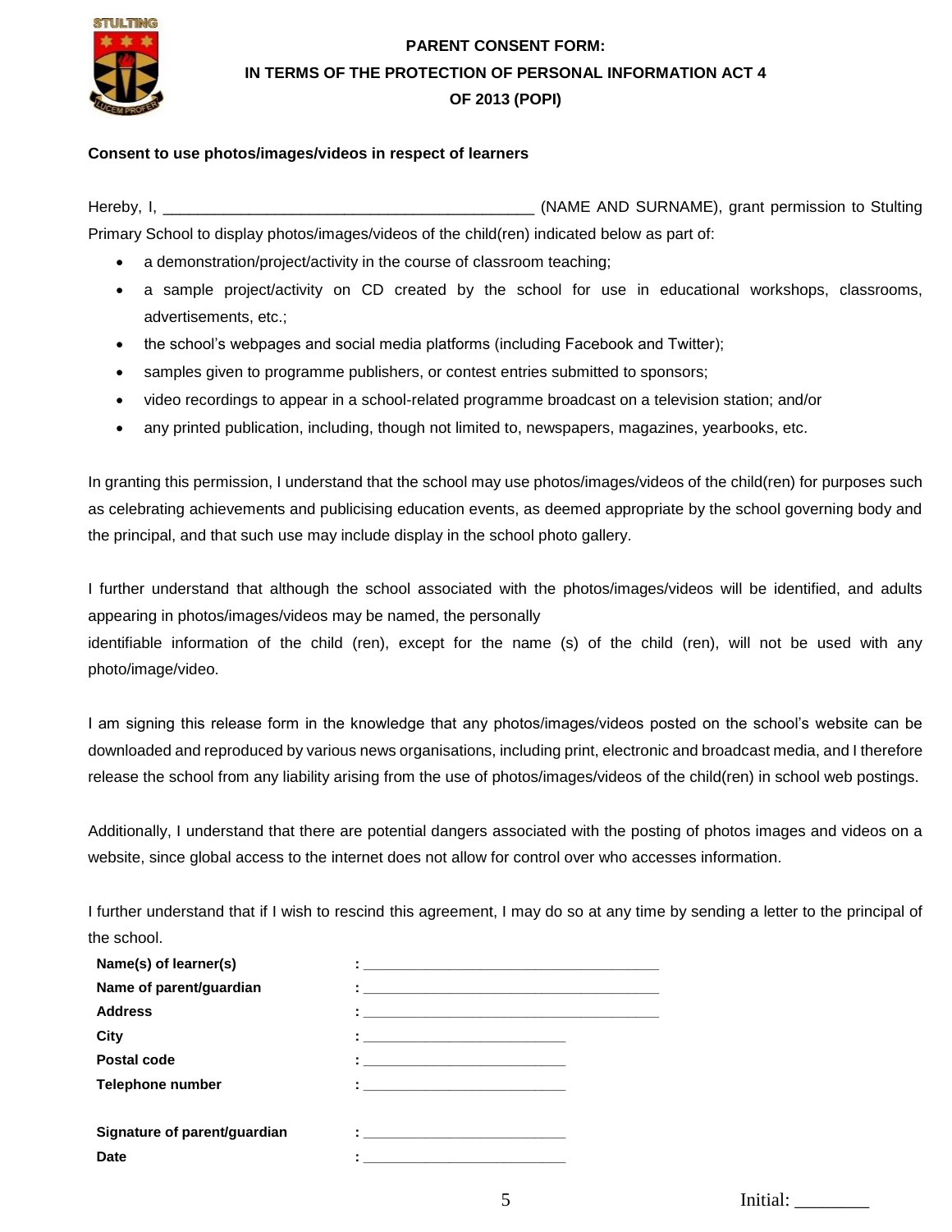# PARENT CONSENT FORM:
# IN TERMS OF THE PROTECTION OF PERSONAL INFORMATION ACT 4 OF 2013 (POPI)

**Consent to use photos/images/videos in respect of learners**

Hereby, I, ___________________________________________ (NAME AND SURNAME), grant permission to Stulting Primary School to display photos/images/videos of the child(ren) indicated below as part of:

- a demonstration/project/activity in the course of classroom teaching;
- a sample project/activity on CD created by the school for use in educational workshops, classrooms, advertisements, etc.;
- the school's webpages and social media platforms (including Facebook and Twitter);
- samples given to programme publishers, or contest entries submitted to sponsors;
- video recordings to appear in a school-related programme broadcast on a television station; and/or
- any printed publication, including, though not limited to, newspapers, magazines, yearbooks, etc.

In granting this permission, I understand that the school may use photos/images/videos of the child(ren) for purposes such as celebrating achievements and publicising education events, as deemed appropriate by the school governing body and the principal, and that such use may include display in the school photo gallery.

I further understand that although the school associated with the photos/images/videos will be identified, and adults appearing in photos/images/videos may be named, the personally identifiable information of the child (ren), except for the name (s) of the child (ren), will not be used with any photo/image/video.

I am signing this release form in the knowledge that any photos/images/videos posted on the school's website can be downloaded and reproduced by various news organisations, including print, electronic and broadcast media, and I therefore release the school from any liability arising from the use of photos/images/videos of the child(ren) in school web postings.

Additionally, I understand that there are potential dangers associated with the posting of photos images and videos on a website, since global access to the internet does not allow for control over who accesses information.

I further understand that if I wish to rescind this agreement, I may do so at any time by sending a letter to the principal of the school.

**Name(s) of learner(s)** : _____________________________________

**Name of parent/guardian** : _____________________________________

**Address** : _____________________________________

**City** : _________________________

**Postal code** : _________________________

**Telephone number** : _________________________

**Signature of parent/guardian** : _________________________

**Date** : _________________________

Initial: ________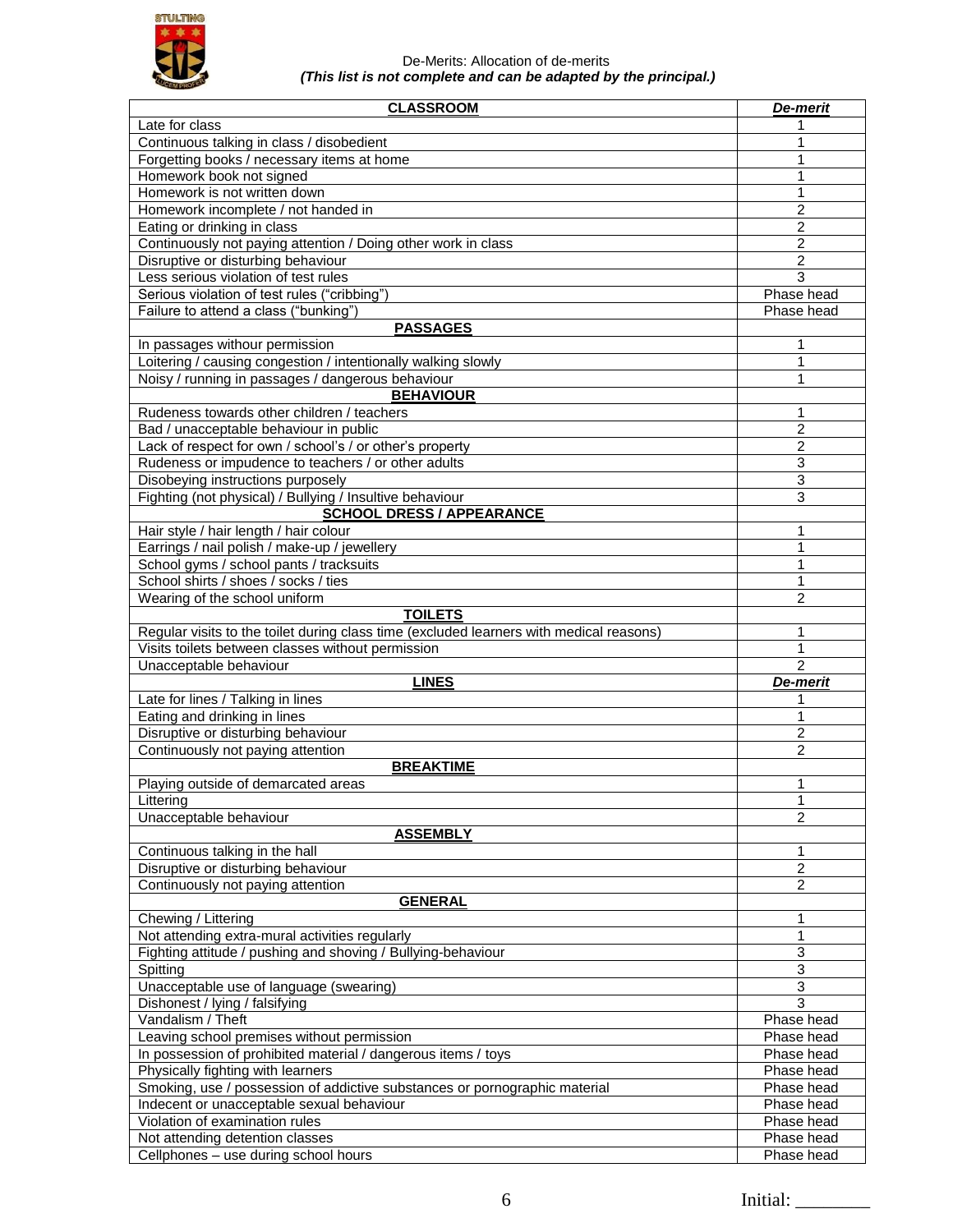De-Merits: Allocation of de-merits

***(This list is not complete and can be adapted by the principal.)***

| **CLASSROOM** | ***De-merit*** |
| --- | --- |
| Late for class | 1 |
| Continuous talking in class / disobedient | 1 |
| Forgetting books / necessary items at home | 1 |
| Homework book not signed | 1 |
| Homework is not written down | 1 |
| Homework incomplete / not handed in | 2 |
| Eating or drinking in class | 2 |
| Continuously not paying attention / Doing other work in class | 2 |
| Disruptive or disturbing behaviour | 2 |
| Less serious violation of test rules | 3 |
| Serious violation of test rules (“cribbing”) | Phase head |
| Failure to attend a class (“bunking”) | Phase head |
| **PASSAGES** | |
| In passages withour permission | 1 |
| Loitering / causing congestion / intentionally walking slowly | 1 |
| Noisy / running in passages / dangerous behaviour | 1 |
| **BEHAVIOUR** | |
| Rudeness towards other children / teachers | 1 |
| Bad / unacceptable behaviour in public | 2 |
| Lack of respect for own / school’s / or other’s property | 2 |
| Rudeness or impudence to teachers / or other adults | 3 |
| Disobeying instructions purposely | 3 |
| Fighting (not physical) / Bullying / Insultive behaviour | 3 |
| **SCHOOL DRESS / APPEARANCE** | |
| Hair style / hair length / hair colour | 1 |
| Earrings / nail polish / make-up / jewellery | 1 |
| School gyms / school pants / tracksuits | 1 |
| School shirts / shoes / socks / ties | 1 |
| Wearing of the school uniform | 2 |
| **TOILETS** | |
| Regular visits to the toilet during class time (excluded learners with medical reasons) | 1 |
| Visits toilets between classes without permission | 1 |
| Unacceptable behaviour | 2 |
| **LINES** | ***De-merit*** |
| Late for lines / Talking in lines | 1 |
| Eating and drinking in lines | 1 |
| Disruptive or disturbing behaviour | 2 |
| Continuously not paying attention | 2 |
| **BREAKTIME** | |
| Playing outside of demarcated areas | 1 |
| Littering | 1 |
| Unacceptable behaviour | 2 |
| **ASSEMBLY** | |
| Continuous talking in the hall | 1 |
| Disruptive or disturbing behaviour | 2 |
| Continuously not paying attention | 2 |
| **GENERAL** | |
| Chewing / Littering | 1 |
| Not attending extra-mural activities regularly | 1 |
| Fighting attitude / pushing and shoving / Bullying-behaviour | 3 |
| Spitting | 3 |
| Unacceptable use of language (swearing) | 3 |
| Dishonest / lying / falsifying | 3 |
| Vandalism / Theft | Phase head |
| Leaving school premises without permission | Phase head |
| In possession of prohibited material / dangerous items / toys | Phase head |
| Physically fighting with learners | Phase head |
| Smoking, use / possession of addictive substances or pornographic material | Phase head |
| Indecent or unacceptable sexual behaviour | Phase head |
| Violation of examination rules | Phase head |
| Not attending detention classes | Phase head |
| Cellphones – use during school hours | Phase head |

Initial: ________